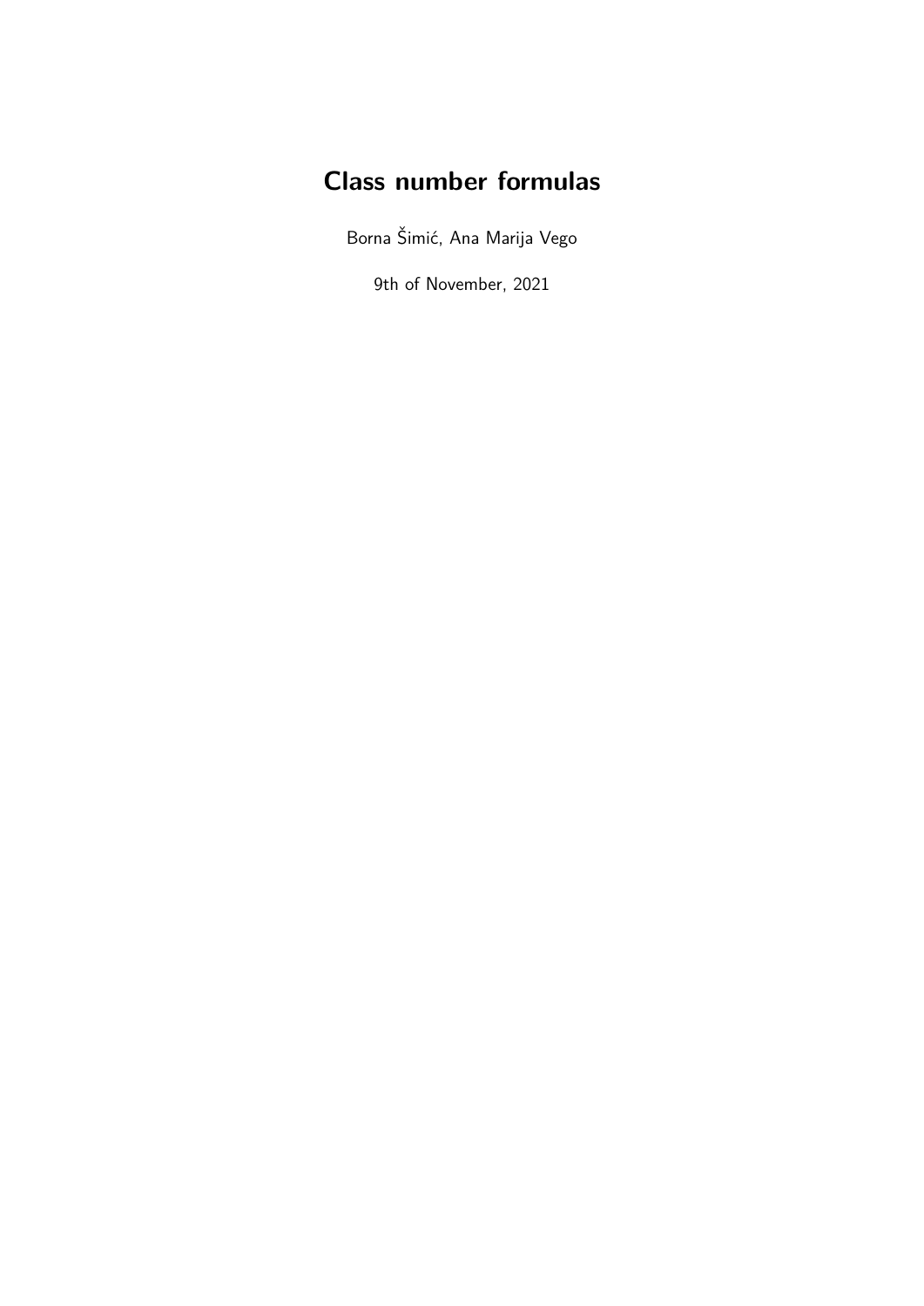# Class number formulas

Borna Šimić, Ana Marija Vego

9th of November, 2021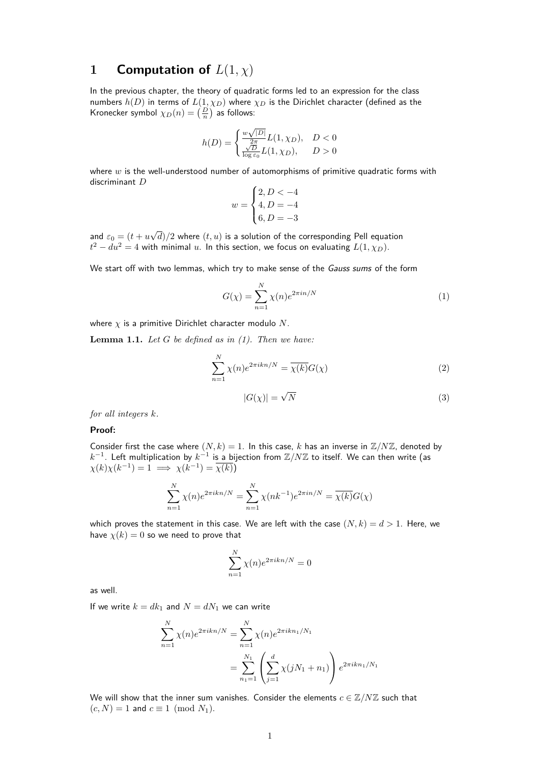# 1 Computation of $L(1, \chi)$

In the previous chapter, the theory of quadratic forms led to an expression for the class numbers $h(D)$ in terms of $L(1, \chi_D)$ where $\chi_D$ is the Dirichlet character (defined as the Kronecker symbol $\chi_D(n) = \left(\frac{D}{n}\right)$ as follows:

$$h(D) = \begin{cases} \frac{w\sqrt{|D|}}{2\pi} L(1, \chi_D), & D < 0 \\ \frac{\sqrt{D}}{\log \varepsilon_0} L(1, \chi_D), & D > 0 \end{cases}$$

where $w$ is the well-understood number of automorphisms of primitive quadratic forms with discriminant $D$

$$w = \begin{cases} 2, D < -4 \\ 4, D = -4 \\ 6, D = -3 \end{cases}$$

and $\varepsilon_0 = (t + u\sqrt{d})/2$ where $(t, u)$ is a solution of the corresponding Pell equation $t^2 - du^2 = 4$ with minimal $u$. In this section, we focus on evaluating $L(1, \chi_D)$.

We start off with two lemmas, which try to make sense of the *Gauss sums* of the form

$$G(\chi) = \sum_{n=1}^{N} \chi(n) e^{2\pi i n/N} \tag{1}$$

where $\chi$ is a primitive Dirichlet character modulo $N$.

**Lemma 1.1.** *Let $G$ be defined as in (1). Then we have:*

$$\sum_{n=1}^{N} \chi(n) e^{2\pi i k n/N} = \overline{\chi(k)} G(\chi) \tag{2}$$

$$|G(\chi)| = \sqrt{N} \tag{3}$$

*for all integers $k$.*

**Proof:**

Consider first the case where $(N, k) = 1$. In this case, $k$ has an inverse in $\mathbb{Z}/N\mathbb{Z}$, denoted by $k^{-1}$. Left multiplication by $k^{-1}$ is a bijection from $\mathbb{Z}/N\mathbb{Z}$ to itself. We can then write (as $\chi(k)\chi(k^{-1}) = 1 \implies \chi(k^{-1}) = \overline{\chi(k)}$)

$$\sum_{n=1}^{N} \chi(n) e^{2\pi i k n/N} = \sum_{n=1}^{N} \chi(nk^{-1}) e^{2\pi i n/N} = \overline{\chi(k)} G(\chi)$$

which proves the statement in this case. We are left with the case $(N, k) = d > 1$. Here, we have $\chi(k) = 0$ so we need to prove that

$$\sum_{n=1}^{N} \chi(n) e^{2\pi i k n/N} = 0$$

as well.

If we write $k = dk_1$ and $N = dN_1$ we can write

$$\begin{aligned} \sum_{n=1}^{N} \chi(n) e^{2\pi i k n/N} &= \sum_{n=1}^{N} \chi(n) e^{2\pi i k n_1/N_1} \\ &= \sum_{n_1=1}^{N_1} \left( \sum_{j=1}^{d} \chi(jN_1 + n_1) \right) e^{2\pi i k n_1/N_1} \end{aligned}$$

We will show that the inner sum vanishes. Consider the elements $c \in \mathbb{Z}/N\mathbb{Z}$ such that $(c, N) = 1$ and $c \equiv 1 \pmod{N_1}$.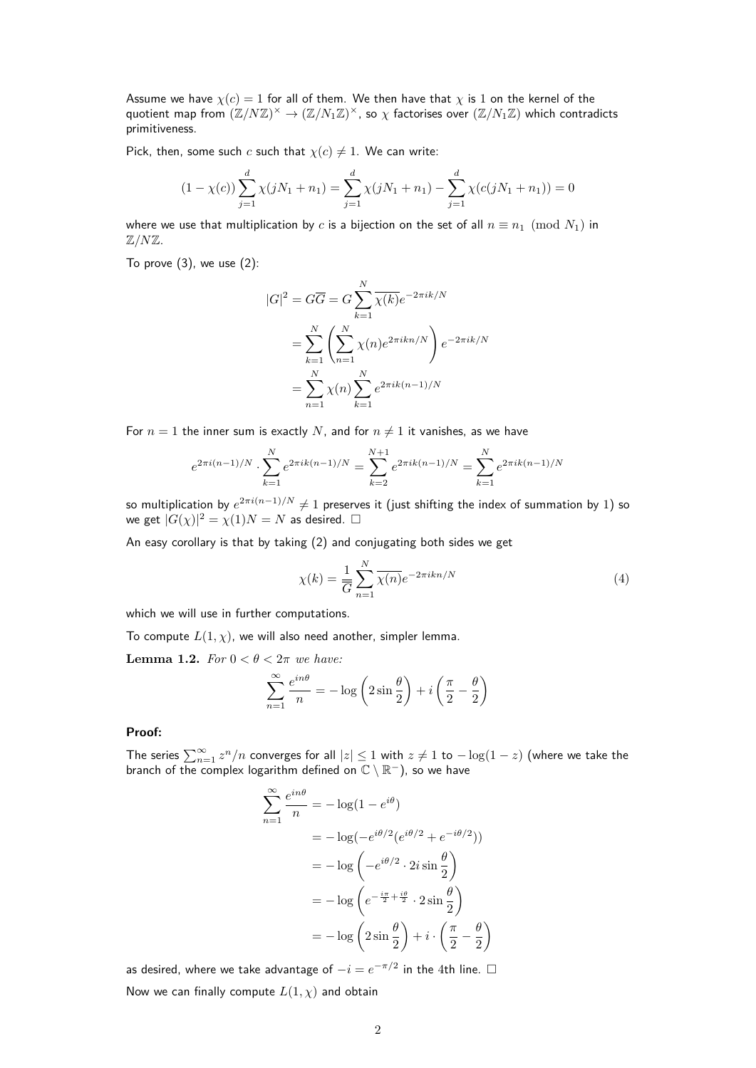Assume we have $\chi(c) = 1$ for all of them. We then have that $\chi$ is 1 on the kernel of the quotient map from $(\mathbb{Z}/N\mathbb{Z})^\times \to (\mathbb{Z}/N_1\mathbb{Z})^\times$, so $\chi$ factorises over $(\mathbb{Z}/N_1\mathbb{Z})$ which contradicts primitiveness.

Pick, then, some such $c$ such that $\chi(c) \neq 1$. We can write:

$$(1 - \chi(c)) \sum_{j=1}^{d} \chi(jN_1 + n_1) = \sum_{j=1}^{d} \chi(jN_1 + n_1) - \sum_{j=1}^{d} \chi(c(jN_1 + n_1)) = 0$$

where we use that multiplication by $c$ is a bijection on the set of all $n \equiv n_1 \pmod{N_1}$ in $\mathbb{Z}/N\mathbb{Z}$.

To prove (3), we use (2):

$$\begin{aligned}
|G|^2 = G\overline{G} &= G \sum_{k=1}^{N} \overline{\chi(k)} e^{-2\pi i k/N} \\
&= \sum_{k=1}^{N} \left( \sum_{n=1}^{N} \chi(n) e^{2\pi i k n/N} \right) e^{-2\pi i k/N} \\
&= \sum_{n=1}^{N} \chi(n) \sum_{k=1}^{N} e^{2\pi i k(n-1)/N}
\end{aligned}$$

For $n = 1$ the inner sum is exactly $N$, and for $n \neq 1$ it vanishes, as we have

$$e^{2\pi i(n-1)/N} \cdot \sum_{k=1}^{N} e^{2\pi i k(n-1)/N} = \sum_{k=2}^{N+1} e^{2\pi i k(n-1)/N} = \sum_{k=1}^{N} e^{2\pi i k(n-1)/N}$$

so multiplication by $e^{2\pi i(n-1)/N} \neq 1$ preserves it (just shifting the index of summation by 1) so we get $|G(\chi)|^2 = \chi(1)N = N$ as desired. $\square$

An easy corollary is that by taking (2) and conjugating both sides we get

$$\chi(k) = \frac{1}{\overline{G}} \sum_{n=1}^{N} \overline{\chi(n)} e^{-2\pi i k n/N} \tag{4}$$

which we will use in further computations.

To compute $L(1, \chi)$, we will also need another, simpler lemma.

**Lemma 1.2.** *For $0 < \theta < 2\pi$ we have:*

$$\sum_{n=1}^{\infty} \frac{e^{in\theta}}{n} = -\log\left(2 \sin \frac{\theta}{2}\right) + i\left(\frac{\pi}{2} - \frac{\theta}{2}\right)$$

**Proof:**

The series $\sum_{n=1}^{\infty} z^n/n$ converges for all $|z| \leq 1$ with $z \neq 1$ to $-\log(1 - z)$ (where we take the branch of the complex logarithm defined on $\mathbb{C} \setminus \mathbb{R}^-$), so we have

$$\begin{aligned}
\sum_{n=1}^{\infty} \frac{e^{in\theta}}{n} &= -\log(1 - e^{i\theta}) \\
&= -\log(-e^{i\theta/2}(e^{i\theta/2} + e^{-i\theta/2})) \\
&= -\log\left(-e^{i\theta/2} \cdot 2i \sin \frac{\theta}{2}\right) \\
&= -\log\left(e^{-\frac{i\pi}{2} + \frac{i\theta}{2}} \cdot 2 \sin \frac{\theta}{2}\right) \\
&= -\log\left(2 \sin \frac{\theta}{2}\right) + i \cdot \left(\frac{\pi}{2} - \frac{\theta}{2}\right)
\end{aligned}$$

as desired, where we take advantage of $-i = e^{-\pi/2}$ in the 4th line. $\square$

Now we can finally compute $L(1, \chi)$ and obtain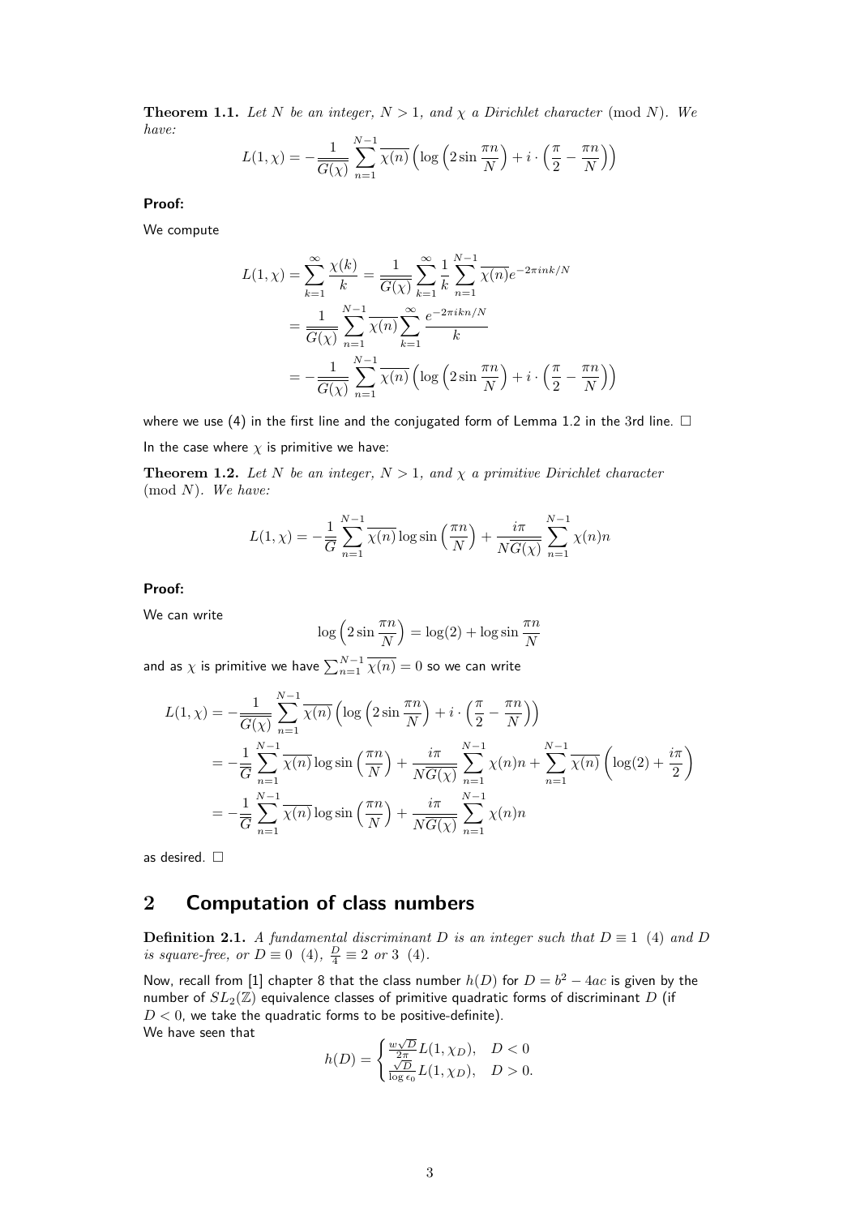**Theorem 1.1.** *Let $N$ be an integer, $N > 1$, and $\chi$ a Dirichlet character* $(\text{mod } N)$*. We have:*

$$L(1,\chi) = -\frac{1}{\overline{G(\chi)}} \sum_{n=1}^{N-1} \overline{\chi(n)} \left( \log\left(2 \sin \frac{\pi n}{N}\right) + i \cdot \left(\frac{\pi}{2} - \frac{\pi n}{N}\right) \right)$$

**Proof:**

We compute

$$\begin{aligned} L(1,\chi) &= \sum_{k=1}^{\infty} \frac{\chi(k)}{k} = \frac{1}{\overline{G(\chi)}} \sum_{k=1}^{\infty} \frac{1}{k} \sum_{n=1}^{N-1} \overline{\chi(n)} e^{-2\pi i nk/N} \\ &= \frac{1}{\overline{G(\chi)}} \sum_{n=1}^{N-1} \overline{\chi(n)} \sum_{k=1}^{\infty} \frac{e^{-2\pi i kn/N}}{k} \\ &= -\frac{1}{\overline{G(\chi)}} \sum_{n=1}^{N-1} \overline{\chi(n)} \left( \log\left(2 \sin \frac{\pi n}{N}\right) + i \cdot \left(\frac{\pi}{2} - \frac{\pi n}{N}\right) \right) \end{aligned}$$

where we use (4) in the first line and the conjugated form of Lemma 1.2 in the 3rd line. □

In the case where $\chi$ is primitive we have:

**Theorem 1.2.** *Let $N$ be an integer, $N > 1$, and $\chi$ a primitive Dirichlet character* $(\text{mod } N)$*. We have:*

$$L(1,\chi) = -\frac{1}{\overline{G}} \sum_{n=1}^{N-1} \overline{\chi(n)} \log \sin\left(\frac{\pi n}{N}\right) + \frac{i\pi}{N\overline{G(\chi)}} \sum_{n=1}^{N-1} \chi(n) n$$

**Proof:**

We can write

$$\log\left(2 \sin \frac{\pi n}{N}\right) = \log(2) + \log \sin \frac{\pi n}{N}$$

and as $\chi$ is primitive we have $\sum_{n=1}^{N-1} \overline{\chi(n)} = 0$ so we can write

$$\begin{aligned} L(1,\chi) &= -\frac{1}{\overline{G(\chi)}} \sum_{n=1}^{N-1} \overline{\chi(n)} \left( \log\left(2 \sin \frac{\pi n}{N}\right) + i \cdot \left(\frac{\pi}{2} - \frac{\pi n}{N}\right) \right) \\ &= -\frac{1}{\overline{G}} \sum_{n=1}^{N-1} \overline{\chi(n)} \log \sin\left(\frac{\pi n}{N}\right) + \frac{i\pi}{N\overline{G(\chi)}} \sum_{n=1}^{N-1} \chi(n) n + \sum_{n=1}^{N-1} \overline{\chi(n)} \left( \log(2) + \frac{i\pi}{2} \right) \\ &= -\frac{1}{\overline{G}} \sum_{n=1}^{N-1} \overline{\chi(n)} \log \sin\left(\frac{\pi n}{N}\right) + \frac{i\pi}{N\overline{G(\chi)}} \sum_{n=1}^{N-1} \chi(n) n \end{aligned}$$

as desired. □

## 2 Computation of class numbers

**Definition 2.1.** *A fundamental discriminant $D$ is an integer such that $D \equiv 1 \ (4)$ and $D$ is square-free, or $D \equiv 0 \ (4)$, $\frac{D}{4} \equiv 2$ or $3 \ (4)$.*

Now, recall from [1] chapter 8 that the class number $h(D)$ for $D = b^2 - 4ac$ is given by the number of $SL_2(\mathbb{Z})$ equivalence classes of primitive quadratic forms of discriminant $D$ (if $D < 0$, we take the quadratic forms to be positive-definite).
We have seen that

$$h(D) = \begin{cases} \frac{w\sqrt{D}}{2\pi} L(1,\chi_D), & D < 0 \\ \frac{\sqrt{D}}{\log \epsilon_0} L(1,\chi_D), & D > 0. \end{cases}$$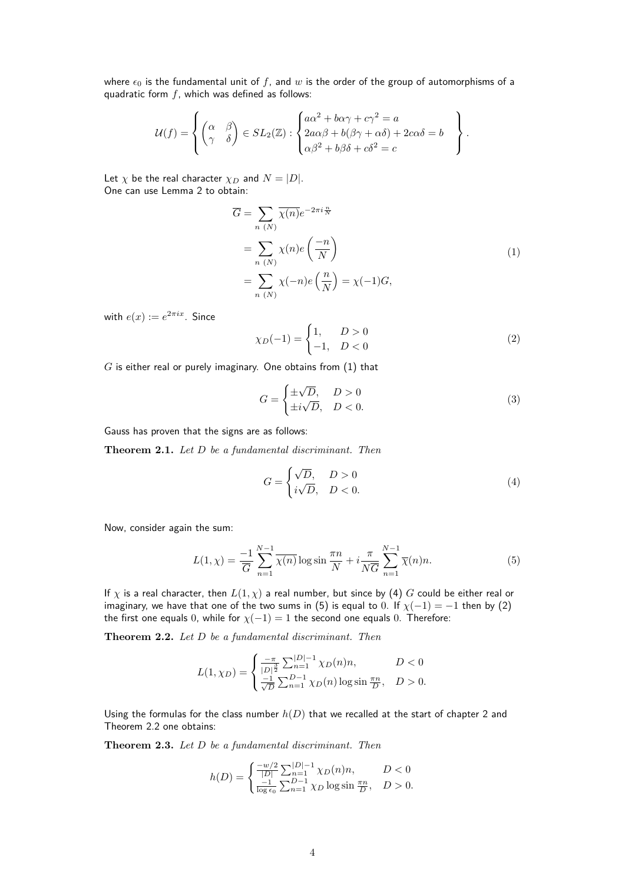where $\epsilon_0$ is the fundamental unit of $f$, and $w$ is the order of the group of automorphisms of a quadratic form $f$, which was defined as follows:

$$\mathcal{U}(f) = \left\{ \begin{pmatrix} \alpha & \beta \\ \gamma & \delta \end{pmatrix} \in SL_2(\mathbb{Z}) : \begin{cases} a\alpha^2 + b\alpha\gamma + c\gamma^2 = a \\ 2a\alpha\beta + b(\beta\gamma + \alpha\delta) + 2c\alpha\delta = b \\ \alpha\beta^2 + b\beta\delta + c\delta^2 = c \end{cases} \right\}.$$

Let $\chi$ be the real character $\chi_D$ and $N = |D|$.
One can use Lemma 2 to obtain:

$$\begin{aligned} \overline{G} &= \sum_{n\ (N)} \overline{\chi(n)} e^{-2\pi i \frac{n}{N}} \\ &= \sum_{n\ (N)} \chi(n) e\left(\frac{-n}{N}\right) \\ &= \sum_{n\ (N)} \chi(-n) e\left(\frac{n}{N}\right) = \chi(-1) G, \end{aligned} \tag{1}$$

with $e(x) := e^{2\pi i x}$. Since

$$\chi_D(-1) = \begin{cases} 1, & D > 0 \\ -1, & D < 0 \end{cases} \tag{2}$$

$G$ is either real or purely imaginary. One obtains from (1) that

$$G = \begin{cases} \pm\sqrt{D}, & D > 0 \\ \pm i\sqrt{D}, & D < 0. \end{cases} \tag{3}$$

Gauss has proven that the signs are as follows:

**Theorem 2.1.** *Let $D$ be a fundamental discriminant. Then*

$$G = \begin{cases} \sqrt{D}, & D > 0 \\ i\sqrt{D}, & D < 0. \end{cases} \tag{4}$$

Now, consider again the sum:

$$L(1, \chi) = \frac{-1}{\overline{G}} \sum_{n=1}^{N-1} \overline{\chi(n)} \log \sin \frac{\pi n}{N} + i \frac{\pi}{N\overline{G}} \sum_{n=1}^{N-1} \overline{\chi}(n) n. \tag{5}$$

If $\chi$ is a real character, then $L(1, \chi)$ a real number, but since by (4) $G$ could be either real or imaginary, we have that one of the two sums in (5) is equal to 0. If $\chi(-1) = -1$ then by (2) the first one equals 0, while for $\chi(-1) = 1$ the second one equals 0. Therefore:

**Theorem 2.2.** *Let $D$ be a fundamental discriminant. Then*

$$L(1, \chi_D) = \begin{cases} \frac{-\pi}{|D|^{\frac{3}{2}}} \sum_{n=1}^{|D|-1} \chi_D(n) n, & D < 0 \\ \frac{-1}{\sqrt{D}} \sum_{n=1}^{D-1} \chi_D(n) \log \sin \frac{\pi n}{D}, & D > 0. \end{cases}$$

Using the formulas for the class number $h(D)$ that we recalled at the start of chapter 2 and Theorem 2.2 one obtains:

**Theorem 2.3.** *Let $D$ be a fundamental discriminant. Then*

$$h(D) = \begin{cases} \frac{-w/2}{|D|} \sum_{n=1}^{|D|-1} \chi_D(n) n, & D < 0 \\ \frac{-1}{\log \epsilon_0} \sum_{n=1}^{D-1} \chi_D \log \sin \frac{\pi n}{D}, & D > 0. \end{cases}$$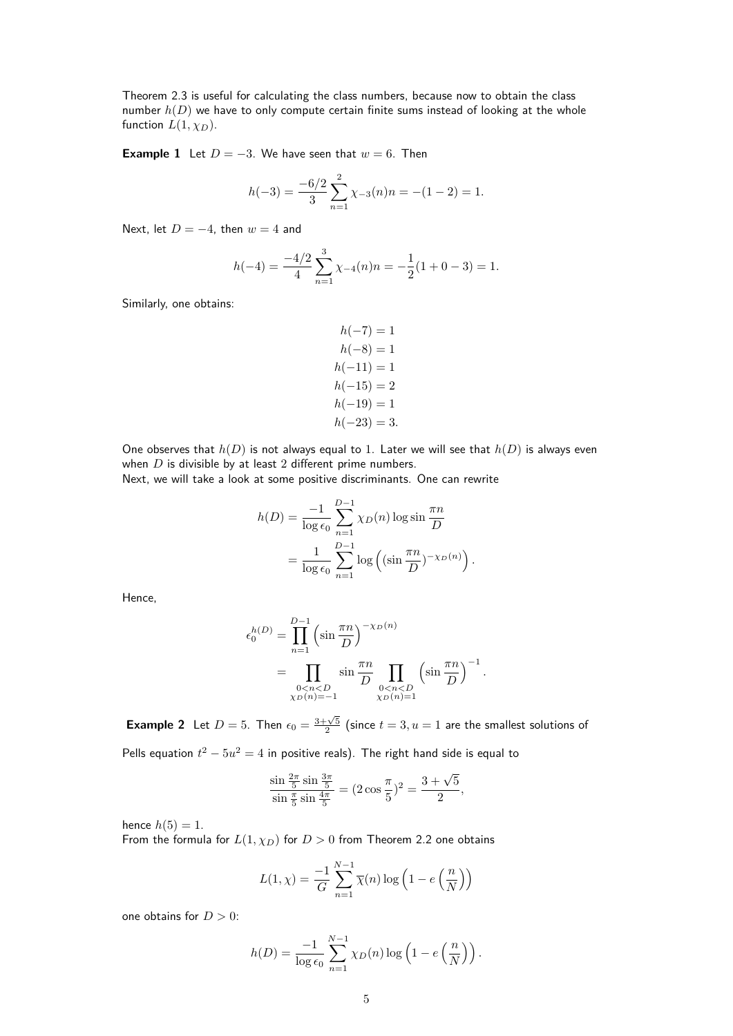Theorem 2.3 is useful for calculating the class numbers, because now to obtain the class number $h(D)$ we have to only compute certain finite sums instead of looking at the whole function $L(1, \chi_D)$.

**Example 1** Let $D = -3$. We have seen that $w = 6$. Then

$$h(-3) = \frac{-6/2}{3} \sum_{n=1}^{2} \chi_{-3}(n) n = -(1-2) = 1.$$

Next, let $D = -4$, then $w = 4$ and

$$h(-4) = \frac{-4/2}{4} \sum_{n=1}^{3} \chi_{-4}(n) n = -\frac{1}{2}(1 + 0 - 3) = 1.$$

Similarly, one obtains:

$$\begin{aligned} h(-7) &= 1 \\ h(-8) &= 1 \\ h(-11) &= 1 \\ h(-15) &= 2 \\ h(-19) &= 1 \\ h(-23) &= 3. \end{aligned}$$

One observes that $h(D)$ is not always equal to 1. Later we will see that $h(D)$ is always even when $D$ is divisible by at least 2 different prime numbers.
Next, we will take a look at some positive discriminants. One can rewrite

$$\begin{aligned} h(D) &= \frac{-1}{\log \epsilon_0} \sum_{n=1}^{D-1} \chi_D(n) \log \sin \frac{\pi n}{D} \\ &= \frac{1}{\log \epsilon_0} \sum_{n=1}^{D-1} \log \left( (\sin \frac{\pi n}{D})^{-\chi_D(n)} \right). \end{aligned}$$

Hence,

$$\begin{aligned} \epsilon_0^{h(D)} &= \prod_{n=1}^{D-1} \left( \sin \frac{\pi n}{D} \right)^{-\chi_D(n)} \\ &= \prod_{\substack{0<n<D \\ \chi_D(n)=-1}} \sin \frac{\pi n}{D} \prod_{\substack{0<n<D \\ \chi_D(n)=1}} \left( \sin \frac{\pi n}{D} \right)^{-1}. \end{aligned}$$

**Example 2** Let $D = 5$. Then $\epsilon_0 = \frac{3+\sqrt{5}}{2}$ (since $t = 3, u = 1$ are the smallest solutions of Pells equation $t^2 - 5u^2 = 4$ in positive reals). The right hand side is equal to

$$\frac{\sin \frac{2\pi}{5} \sin \frac{3\pi}{5}}{\sin \frac{\pi}{5} \sin \frac{4\pi}{5}} = (2 \cos \frac{\pi}{5})^2 = \frac{3 + \sqrt{5}}{2},$$

hence $h(5) = 1$.
From the formula for $L(1, \chi_D)$ for $D > 0$ from Theorem 2.2 one obtains

$$L(1, \chi) = \frac{-1}{G} \sum_{n=1}^{N-1} \overline{\chi}(n) \log \left( 1 - e\left( \frac{n}{N} \right) \right)$$

one obtains for $D > 0$:

$$h(D) = \frac{-1}{\log \epsilon_0} \sum_{n=1}^{N-1} \chi_D(n) \log \left( 1 - e\left( \frac{n}{N} \right) \right).$$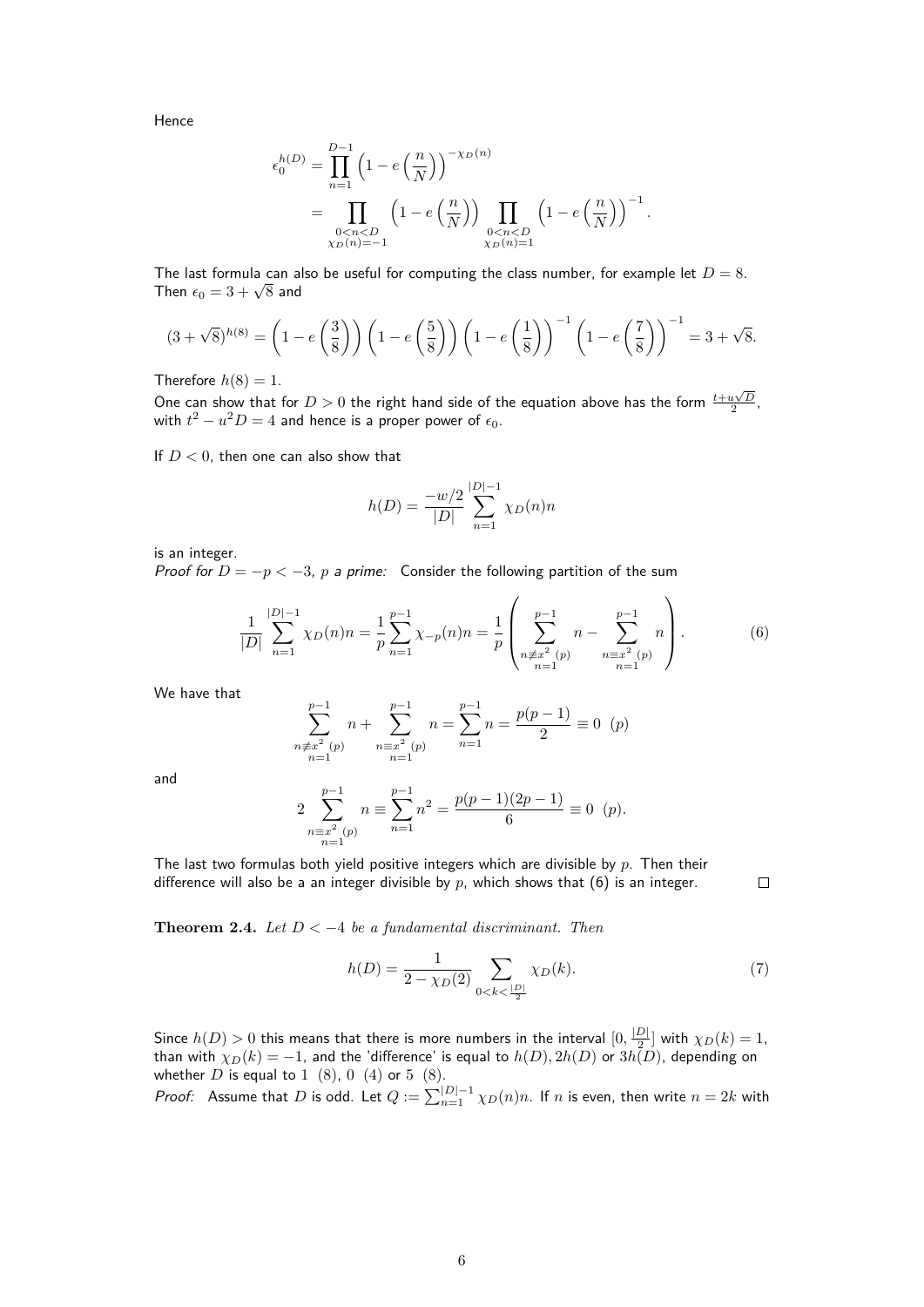Hence

$$\epsilon_0^{h(D)} = \prod_{n=1}^{D-1} \left(1 - e\left(\frac{n}{N}\right)\right)^{-\chi_D(n)}$$
$$= \prod_{\substack{0<n<D \\ \chi_D(n)=-1}} \left(1 - e\left(\frac{n}{N}\right)\right) \prod_{\substack{0<n<D \\ \chi_D(n)=1}} \left(1 - e\left(\frac{n}{N}\right)\right)^{-1}.$$

The last formula can also be useful for computing the class number, for example let $D = 8$. Then $\epsilon_0 = 3 + \sqrt{8}$ and

$$(3+\sqrt{8})^{h(8)} = \left(1 - e\left(\frac{3}{8}\right)\right)\left(1 - e\left(\frac{5}{8}\right)\right)\left(1 - e\left(\frac{1}{8}\right)\right)^{-1}\left(1 - e\left(\frac{7}{8}\right)\right)^{-1} = 3 + \sqrt{8}.$$

Therefore $h(8) = 1$.

One can show that for $D > 0$ the right hand side of the equation above has the form $\frac{t+u\sqrt{D}}{2}$, with $t^2 - u^2 D = 4$ and hence is a proper power of $\epsilon_0$.

If $D < 0$, then one can also show that

$$h(D) = \frac{-w/2}{|D|} \sum_{n=1}^{|D|-1} \chi_D(n) n$$

is an integer.

*Proof for $D = -p < -3$, $p$ a prime:* Consider the following partition of the sum

$$\frac{1}{|D|} \sum_{n=1}^{|D|-1} \chi_D(n) n = \frac{1}{p} \sum_{n=1}^{p-1} \chi_{-p}(n) n = \frac{1}{p} \left( \sum_{\substack{n \not\equiv x^2 \ (p) \\ n=1}}^{p-1} n - \sum_{\substack{n \equiv x^2 \ (p) \\ n=1}}^{p-1} n \right). \tag{6}$$

We have that

$$\sum_{\substack{n \not\equiv x^2 \ (p) \\ n=1}}^{p-1} n + \sum_{\substack{n \equiv x^2 \ (p) \\ n=1}}^{p-1} n = \sum_{n=1}^{p-1} n = \frac{p(p-1)}{2} \equiv 0 \ \ (p)$$

and

$$2 \sum_{\substack{n \equiv x^2 \ (p) \\ n=1}}^{p-1} n \equiv \sum_{n=1}^{p-1} n^2 = \frac{p(p-1)(2p-1)}{6} \equiv 0 \ \ (p).$$

The last two formulas both yield positive integers which are divisible by $p$. Then their difference will also be a an integer divisible by $p$, which shows that (6) is an integer. $\square$

**Theorem 2.4.** *Let $D < -4$ be a fundamental discriminant. Then*

$$h(D) = \frac{1}{2 - \chi_D(2)} \sum_{0<k<\frac{|D|}{2}} \chi_D(k). \tag{7}$$

Since $h(D) > 0$ this means that there is more numbers in the interval $[0, \frac{|D|}{2}]$ with $\chi_D(k) = 1$, than with $\chi_D(k) = -1$, and the 'difference' is equal to $h(D), 2h(D)$ or $3h(D)$, depending on whether $D$ is equal to $1 \ (8)$, $0 \ (4)$ or $5 \ (8)$.

*Proof:* Assume that $D$ is odd. Let $Q := \sum_{n=1}^{|D|-1} \chi_D(n) n$. If $n$ is even, then write $n = 2k$ with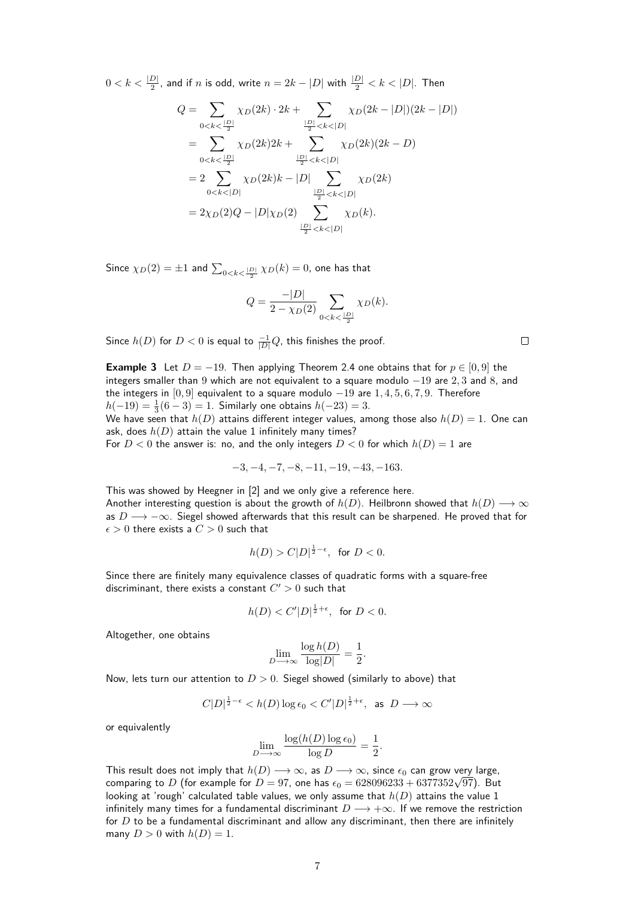$0 < k < \frac{|D|}{2}$, and if $n$ is odd, write $n = 2k - |D|$ with $\frac{|D|}{2} < k < |D|$. Then

$$
\begin{aligned}
Q &= \sum_{0<k<\frac{|D|}{2}} \chi_D(2k) \cdot 2k + \sum_{\frac{|D|}{2}<k<|D|} \chi_D(2k - |D|)(2k - |D|) \\
&= \sum_{0<k<\frac{|D|}{2}} \chi_D(2k)2k + \sum_{\frac{|D|}{2}<k<|D|} \chi_D(2k)(2k - D) \\
&= 2 \sum_{0<k<|D|} \chi_D(2k)k - |D| \sum_{\frac{|D|}{2}<k<|D|} \chi_D(2k) \\
&= 2\chi_D(2)Q - |D|\chi_D(2) \sum_{\frac{|D|}{2}<k<|D|} \chi_D(k).
\end{aligned}
$$

Since $\chi_D(2) = \pm 1$ and $\sum_{0<k<\frac{|D|}{2}} \chi_D(k) = 0$, one has that

$$
Q = \frac{-|D|}{2 - \chi_D(2)} \sum_{0<k<\frac{|D|}{2}} \chi_D(k).
$$

Since $h(D)$ for $D < 0$ is equal to $\frac{-1}{|D|}Q$, this finishes the proof. $\square$

**Example 3** Let $D = -19$. Then applying Theorem 2.4 one obtains that for $p \in [0, 9]$ the integers smaller than 9 which are not equivalent to a square modulo $-19$ are $2, 3$ and $8$, and the integers in $[0, 9]$ equivalent to a square modulo $-19$ are $1, 4, 5, 6, 7, 9$. Therefore $h(-19) = \frac{1}{3}(6 - 3) = 1$. Similarly one obtains $h(-23) = 3$.
We have seen that $h(D)$ attains different integer values, among those also $h(D) = 1$. One can ask, does $h(D)$ attain the value 1 infinitely many times?
For $D < 0$ the answer is: no, and the only integers $D < 0$ for which $h(D) = 1$ are

$$
-3, -4, -7, -8, -11, -19, -43, -163.
$$

This was showed by Heegner in [2] and we only give a reference here.
Another interesting question is about the growth of $h(D)$. Heilbronn showed that $h(D) \longrightarrow \infty$ as $D \longrightarrow -\infty$. Siegel showed afterwards that this result can be sharpened. He proved that for $\epsilon > 0$ there exists a $C > 0$ such that

$$
h(D) > C|D|^{\frac{1}{2}-\epsilon}, \text{ for } D < 0.
$$

Since there are finitely many equivalence classes of quadratic forms with a square-free discriminant, there exists a constant $C' > 0$ such that

$$
h(D) < C'|D|^{\frac{1}{2}+\epsilon}, \text{ for } D < 0.
$$

Altogether, one obtains

$$
\lim_{D \longrightarrow \infty} \frac{\log h(D)}{\log |D|} = \frac{1}{2}.
$$

Now, lets turn our attention to $D > 0$. Siegel showed (similarly to above) that

$$
C|D|^{\frac{1}{2}-\epsilon} < h(D) \log \epsilon_0 < C'|D|^{\frac{1}{2}+\epsilon}, \text{ as } D \longrightarrow \infty
$$

or equivalently

$$
\lim_{D \longrightarrow \infty} \frac{\log(h(D) \log \epsilon_0)}{\log D} = \frac{1}{2}.
$$

This result does not imply that $h(D) \longrightarrow \infty$, as $D \longrightarrow \infty$, since $\epsilon_0$ can grow very large, comparing to $D$ (for example for $D = 97$, one has $\epsilon_0 = 628096233 + 6377352\sqrt{97}$). But looking at 'rough' calculated table values, we only assume that $h(D)$ attains the value 1 infinitely many times for a fundamental discriminant $D \longrightarrow +\infty$. If we remove the restriction for $D$ to be a fundamental discriminant and allow any discriminant, then there are infinitely many $D > 0$ with $h(D) = 1$.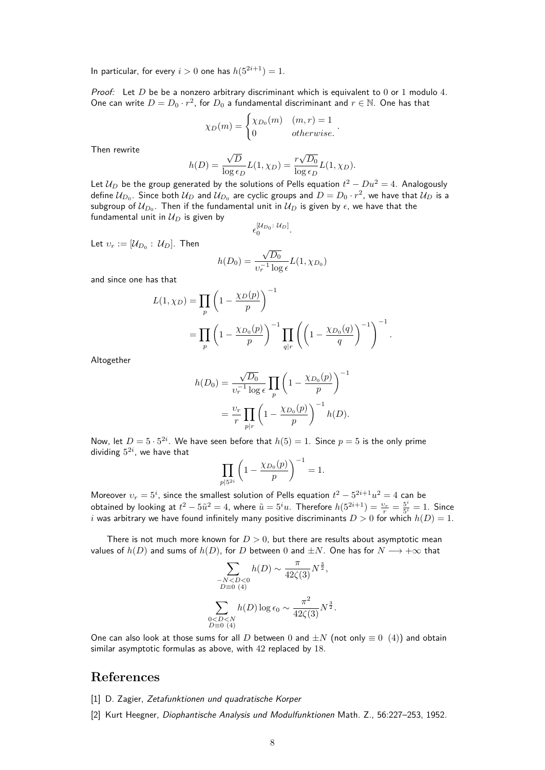In particular, for every $i > 0$ one has $h(5^{2i+1}) = 1$.

*Proof:* Let $D$ be be a nonzero arbitrary discriminant which is equivalent to 0 or 1 modulo 4. One can write $D = D_0 \cdot r^2$, for $D_0$ a fundamental discriminant and $r \in \mathbb{N}$. One has that

$$\chi_D(m) = \begin{cases} \chi_{D_0}(m) & (m, r) = 1 \\ 0 & otherwise. \end{cases}.$$

Then rewrite

$$h(D) = \frac{\sqrt{D}}{\log \epsilon_D} L(1, \chi_D) = \frac{r\sqrt{D_0}}{\log \epsilon_D} L(1, \chi_D).$$

Let $\mathcal{U}_D$ be the group generated by the solutions of Pells equation $t^2 - Du^2 = 4$. Analogously define $\mathcal{U}_{D_0}$. Since both $\mathcal{U}_D$ and $\mathcal{U}_{D_0}$ are cyclic groups and $D = D_0 \cdot r^2$, we have that $\mathcal{U}_D$ is a subgroup of $\mathcal{U}_{D_0}$. Then if the fundamental unit in $\mathcal{U}_D$ is given by $\epsilon$, we have that the fundamental unit in $\mathcal{U}_D$ is given by

$$\epsilon_0^{[\mathcal{U}_{D_0} : \mathcal{U}_D]}.$$

Let $\upsilon_r := [\mathcal{U}_{D_0} : \mathcal{U}_D]$. Then

$$h(D_0) = \frac{\sqrt{D_0}}{\upsilon_r^{-1} \log \epsilon} L(1, \chi_{D_0})$$

and since one has that

$$\begin{aligned} L(1, \chi_D) &= \prod_p \left(1 - \frac{\chi_D(p)}{p}\right)^{-1} \\ &= \prod_p \left(1 - \frac{\chi_{D_0}(p)}{p}\right)^{-1} \prod_{q|r} \left(\left(1 - \frac{\chi_{D_0}(q)}{q}\right)^{-1}\right)^{-1}. \end{aligned}$$

Altogether

$$\begin{aligned} h(D_0) &= \frac{\sqrt{D_0}}{\upsilon_r^{-1} \log \epsilon} \prod_p \left(1 - \frac{\chi_{D_0}(p)}{p}\right)^{-1} \\ &= \frac{\upsilon_r}{r} \prod_{p|r} \left(1 - \frac{\chi_{D_0}(p)}{p}\right)^{-1} h(D). \end{aligned}$$

Now, let $D = 5 \cdot 5^{2i}$. We have seen before that $h(5) = 1$. Since $p = 5$ is the only prime dividing $5^{2i}$, we have that

$$\prod_{p|5^{2i}} \left(1 - \frac{\chi_{D_0}(p)}{p}\right)^{-1} = 1.$$

Moreover $\upsilon_r = 5^i$, since the smallest solution of Pells equation $t^2 - 5^{2i+1}u^2 = 4$ can be obtained by looking at $t^2 - 5\tilde{u}^2 = 4$, where $\tilde{u} = 5^i u$. Therefore $h(5^{2i+1}) = \frac{\upsilon_r}{r} = \frac{5^i}{5^i} = 1$. Since $i$ was arbitrary we have found infinitely many positive discriminants $D > 0$ for which $h(D) = 1$.

There is not much more known for $D > 0$, but there are results about asymptotic mean values of $h(D)$ and sums of $h(D)$, for $D$ between 0 and $\pm N$. One has for $N \longrightarrow +\infty$ that

$$\sum_{\substack{-N<D<0 \\ D\equiv 0 \ (4)}} h(D) \sim \frac{\pi}{42\zeta(3)} N^{\frac{3}{2}},$$

$$\sum_{\substack{0<D<N \\ D\equiv 0 \ (4)}} h(D) \log \epsilon_0 \sim \frac{\pi^2}{42\zeta(3)} N^{\frac{3}{2}}.$$

One can also look at those sums for all $D$ between 0 and $\pm N$ (not only $\equiv 0 \ (4)$) and obtain similar asymptotic formulas as above, with 42 replaced by 18.

# References

[1] D. Zagier, *Zetafunktionen und quadratische Korper*

[2] Kurt Heegner, *Diophantische Analysis und Modulfunktionen* Math. Z., 56:227–253, 1952.